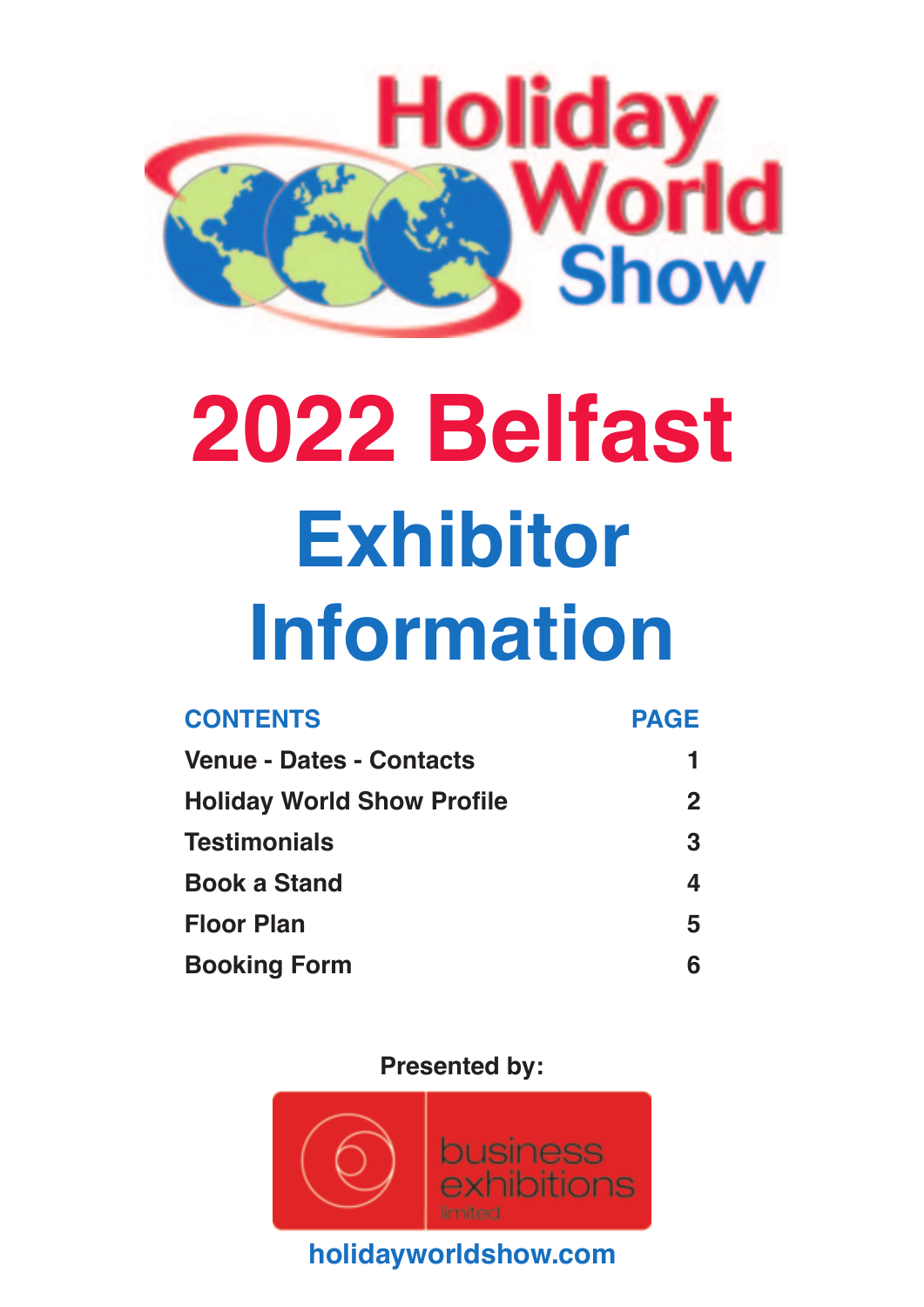# Holiday World Show

# 2022 Belfast

## Exhibitor Information

| CONTENTS | PAGE |
|---|---|
| Venue - Dates - Contacts | 1 |
| Holiday World Show Profile | 2 |
| Testimonials | 3 |
| Book a Stand | 4 |
| Floor Plan | 5 |
| Booking Form | 6 |

**Presented by:**

business exhibitions limited

**holidayworldshow.com**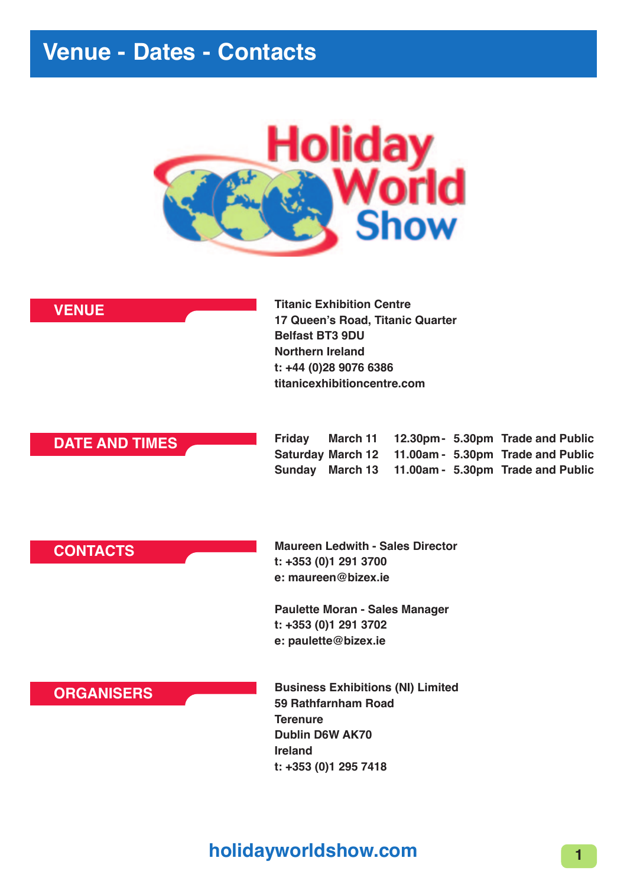# Venue - Dates - Contacts

Holiday World Show

## VENUE

**Titanic Exhibition Centre**
**17 Queen's Road, Titanic Quarter**
**Belfast BT3 9DU**
**Northern Ireland**
**t: +44 (0)28 9076 6386**
**titanicexhibitioncentre.com**

## DATE AND TIMES

| | | | |
|---|---|---|---|
| Friday | March 11 | 12.30pm - 5.30pm | Trade and Public |
| Saturday | March 12 | 11.00am - 5.30pm | Trade and Public |
| Sunday | March 13 | 11.00am - 5.30pm | Trade and Public |

## CONTACTS

**Maureen Ledwith - Sales Director**
**t: +353 (0)1 291 3700**
**e: maureen@bizex.ie**

**Paulette Moran - Sales Manager**
**t: +353 (0)1 291 3702**
**e: paulette@bizex.ie**

## ORGANISERS

**Business Exhibitions (NI) Limited**
**59 Rathfarnham Road**
**Terenure**
**Dublin D6W AK70**
**Ireland**
**t: +353 (0)1 295 7418**

**holidayworldshow.com**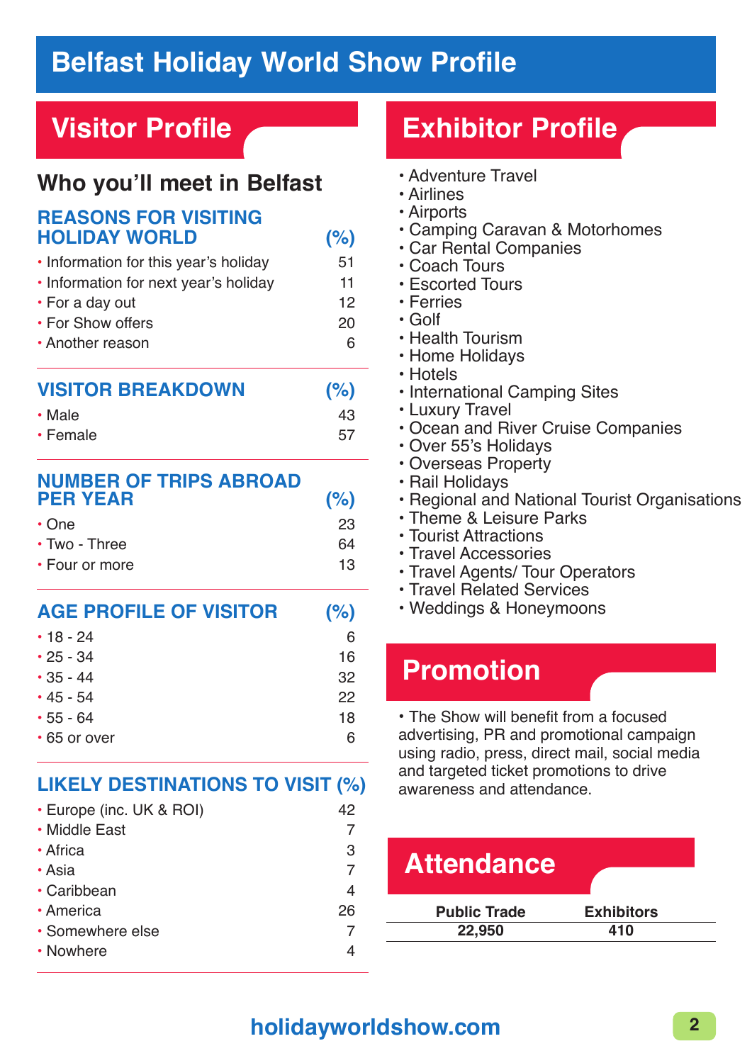# Belfast Holiday World Show Profile

## Visitor Profile

### Who you'll meet in Belfast

| REASONS FOR VISITING HOLIDAY WORLD | (%) |
|---|---|
| Information for this year's holiday | 51 |
| Information for next year's holiday | 11 |
| For a day out | 12 |
| For Show offers | 20 |
| Another reason | 6 |

| VISITOR BREAKDOWN | (%) |
|---|---|
| Male | 43 |
| Female | 57 |

| NUMBER OF TRIPS ABROAD PER YEAR | (%) |
|---|---|
| One | 23 |
| Two - Three | 64 |
| Four or more | 13 |

| AGE PROFILE OF VISITOR | (%) |
|---|---|
| 18 - 24 | 6 |
| 25 - 34 | 16 |
| 35 - 44 | 32 |
| 45 - 54 | 22 |
| 55 - 64 | 18 |
| 65 or over | 6 |

| LIKELY DESTINATIONS TO VISIT | (%) |
|---|---|
| Europe (inc. UK & ROI) | 42 |
| Middle East | 7 |
| Africa | 3 |
| Asia | 7 |
| Caribbean | 4 |
| America | 26 |
| Somewhere else | 7 |
| Nowhere | 4 |

## Exhibitor Profile

- Adventure Travel
- Airlines
- Airports
- Camping Caravan & Motorhomes
- Car Rental Companies
- Coach Tours
- Escorted Tours
- Ferries
- Golf
- Health Tourism
- Home Holidays
- Hotels
- International Camping Sites
- Luxury Travel
- Ocean and River Cruise Companies
- Over 55's Holidays
- Overseas Property
- Rail Holidays
- Regional and National Tourist Organisations
- Theme & Leisure Parks
- Tourist Attractions
- Travel Accessories
- Travel Agents/ Tour Operators
- Travel Related Services
- Weddings & Honeymoons

## Promotion

- The Show will benefit from a focused advertising, PR and promotional campaign using radio, press, direct mail, social media and targeted ticket promotions to drive awareness and attendance.

## Attendance

| Public Trade | Exhibitors |
|---|---|
| 22,950 | 410 |

**holidayworldshow.com**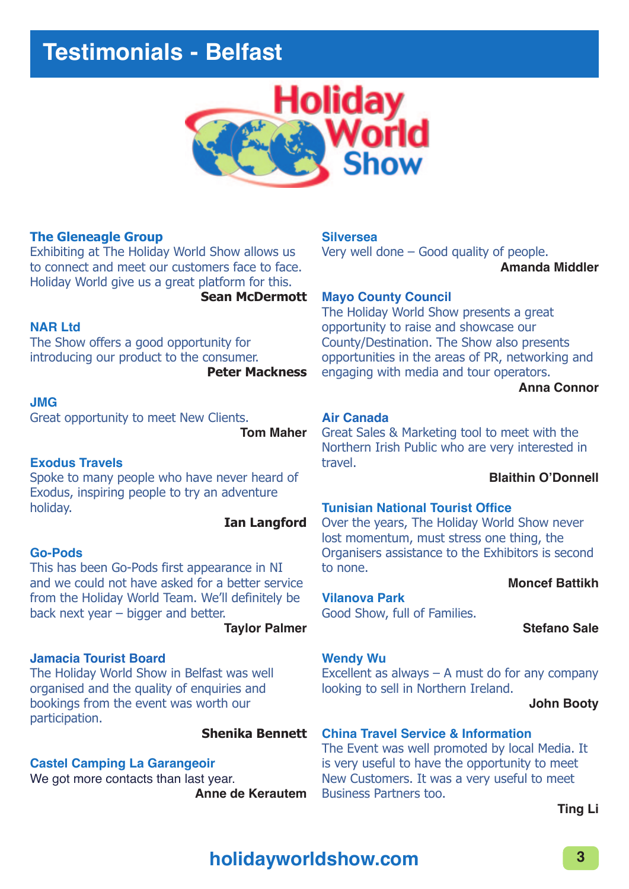# Testimonials - Belfast

Holiday World Show

### The Gleneagle Group

Exhibiting at The Holiday World Show allows us to connect and meet our customers face to face. Holiday World give us a great platform for this.

**Sean McDermott**

### NAR Ltd

The Show offers a good opportunity for introducing our product to the consumer.

**Peter Mackness**

### JMG

Great opportunity to meet New Clients.

**Tom Maher**

### Exodus Travels

Spoke to many people who have never heard of Exodus, inspiring people to try an adventure holiday.

**Ian Langford**

### Go-Pods

This has been Go-Pods first appearance in NI and we could not have asked for a better service from the Holiday World Team. We'll definitely be back next year – bigger and better.

**Taylor Palmer**

### Jamacia Tourist Board

The Holiday World Show in Belfast was well organised and the quality of enquiries and bookings from the event was worth our participation.

**Shenika Bennett**

### Castel Camping La Garangeoir

We got more contacts than last year.

**Anne de Kerautem**

### Silversea

Very well done – Good quality of people.

**Amanda Middler**

### Mayo County Council

The Holiday World Show presents a great opportunity to raise and showcase our County/Destination. The Show also presents opportunities in the areas of PR, networking and engaging with media and tour operators.

**Anna Connor**

### Air Canada

Great Sales & Marketing tool to meet with the Northern Irish Public who are very interested in travel.

**Blaithin O'Donnell**

### Tunisian National Tourist Office

Over the years, The Holiday World Show never lost momentum, must stress one thing, the Organisers assistance to the Exhibitors is second to none.

**Moncef Battikh**

### Vilanova Park

Good Show, full of Families.

**Stefano Sale**

### Wendy Wu

Excellent as always – A must do for any company looking to sell in Northern Ireland.

**John Booty**

### China Travel Service & Information

The Event was well promoted by local Media. It is very useful to have the opportunity to meet New Customers. It was a very useful to meet Business Partners too.

**Ting Li**

holidayworldshow.com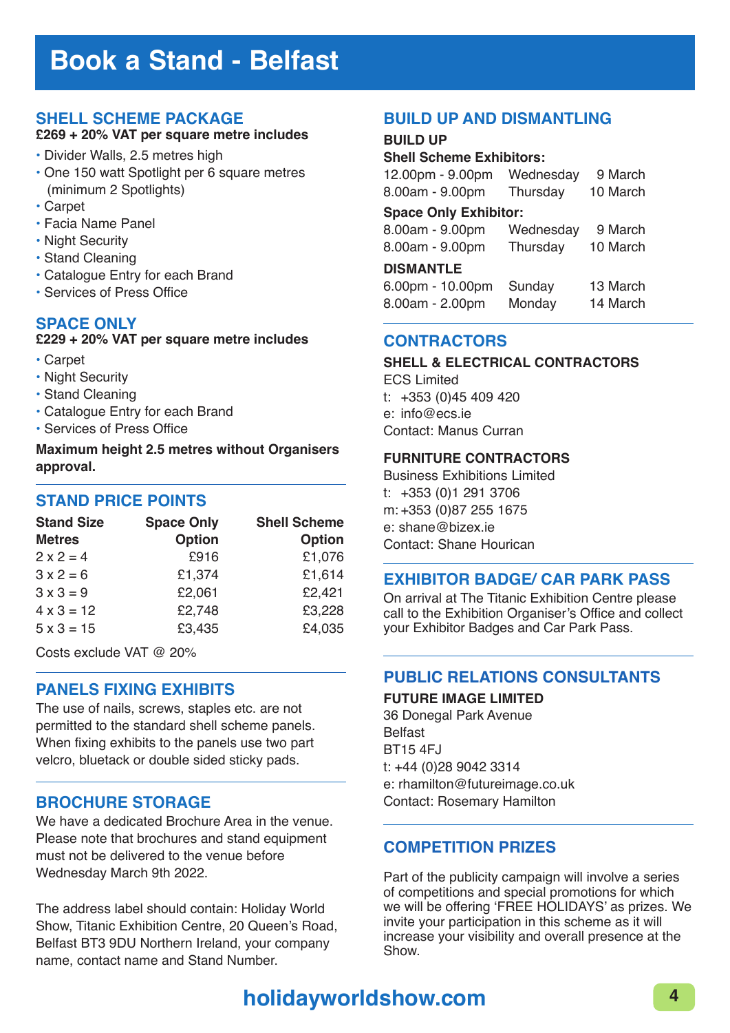# Book a Stand - Belfast

## SHELL SCHEME PACKAGE

**£269 + 20% VAT per square metre includes**

- Divider Walls, 2.5 metres high
- One 150 watt Spotlight per 6 square metres (minimum 2 Spotlights)
- Carpet
- Facia Name Panel
- Night Security
- Stand Cleaning
- Catalogue Entry for each Brand
- Services of Press Office

## SPACE ONLY

**£229 + 20% VAT per square metre includes**

- Carpet
- Night Security
- Stand Cleaning
- Catalogue Entry for each Brand
- Services of Press Office

**Maximum height 2.5 metres without Organisers approval.**

## STAND PRICE POINTS

| Stand Size Metres | Space Only Option | Shell Scheme Option |
|---|---|---|
| 2 x 2 = 4 | £916 | £1,076 |
| 3 x 2 = 6 | £1,374 | £1,614 |
| 3 x 3 = 9 | £2,061 | £2,421 |
| 4 x 3 = 12 | £2,748 | £3,228 |
| 5 x 3 = 15 | £3,435 | £4,035 |

Costs exclude VAT @ 20%

## PANELS FIXING EXHIBITS

The use of nails, screws, staples etc. are not permitted to the standard shell scheme panels. When fixing exhibits to the panels use two part velcro, bluetack or double sided sticky pads.

## BROCHURE STORAGE

We have a dedicated Brochure Area in the venue. Please note that brochures and stand equipment must not be delivered to the venue before Wednesday March 9th 2022.

The address label should contain: Holiday World Show, Titanic Exhibition Centre, 20 Queen's Road, Belfast BT3 9DU Northern Ireland, your company name, contact name and Stand Number.

## BUILD UP AND DISMANTLING

**BUILD UP**

**Shell Scheme Exhibitors:**

| | | |
|---|---|---|
| 12.00pm - 9.00pm | Wednesday | 9 March |
| 8.00am - 9.00pm | Thursday | 10 March |

**Space Only Exhibitor:**

| | | |
|---|---|---|
| 8.00am - 9.00pm | Wednesday | 9 March |
| 8.00am - 9.00pm | Thursday | 10 March |

**DISMANTLE**

| | | |
|---|---|---|
| 6.00pm - 10.00pm | Sunday | 13 March |
| 8.00am - 2.00pm | Monday | 14 March |

## CONTRACTORS

**SHELL & ELECTRICAL CONTRACTORS**

ECS Limited
t: +353 (0)45 409 420
e: info@ecs.ie
Contact: Manus Curran

**FURNITURE CONTRACTORS**

Business Exhibitions Limited
t: +353 (0)1 291 3706
m: +353 (0)87 255 1675
e: shane@bizex.ie
Contact: Shane Hourican

## EXHIBITOR BADGE/ CAR PARK PASS

On arrival at The Titanic Exhibition Centre please call to the Exhibition Organiser's Office and collect your Exhibitor Badges and Car Park Pass.

## PUBLIC RELATIONS CONSULTANTS

**FUTURE IMAGE LIMITED**

36 Donegal Park Avenue
Belfast
BT15 4FJ
t: +44 (0)28 9042 3314
e: rhamilton@futureimage.co.uk
Contact: Rosemary Hamilton

## COMPETITION PRIZES

Part of the publicity campaign will involve a series of competitions and special promotions for which we will be offering 'FREE HOLIDAYS' as prizes. We invite your participation in this scheme as it will increase your visibility and overall presence at the Show.

holidayworldshow.com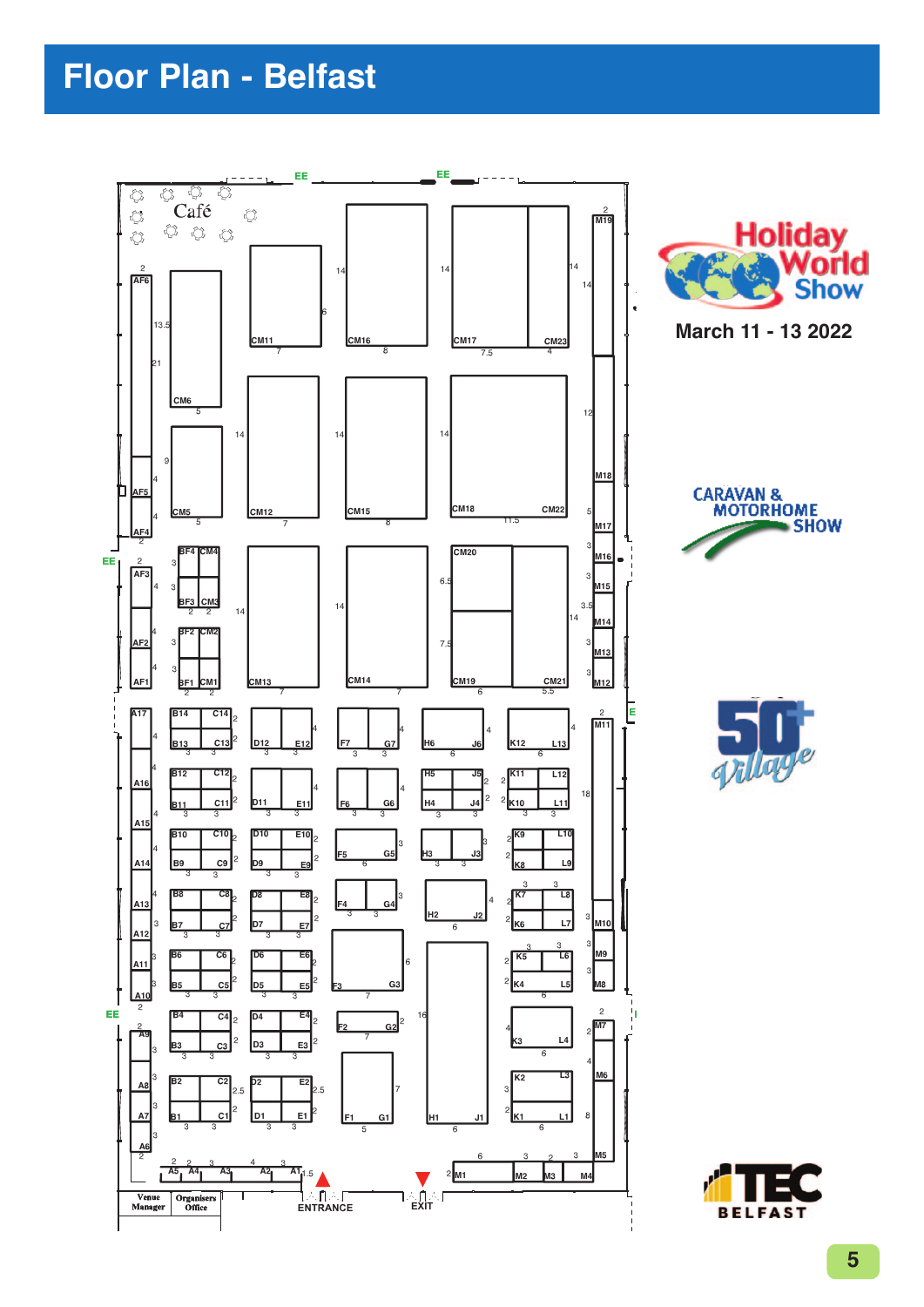# Floor Plan - Belfast

Holiday World Show

March 11 - 13 2022

CARAVAN & MOTORHOME SHOW

50+ Village

TEC BELFAST

Café

ENTRANCE

EXIT

Venue Manager

Organisers Office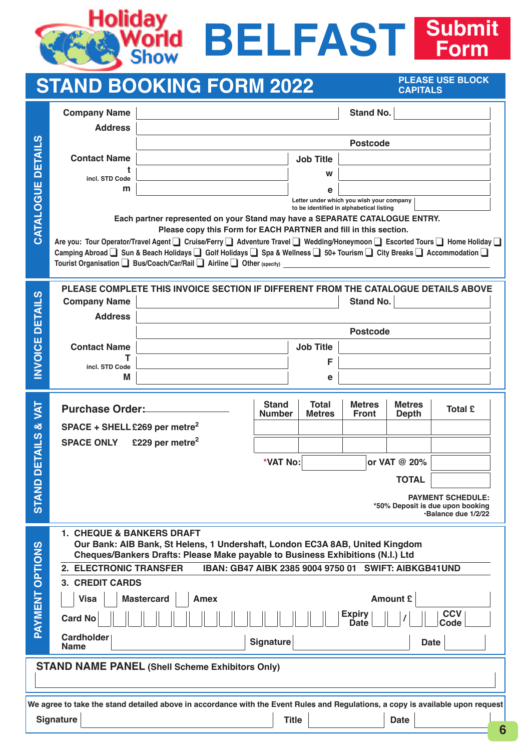Holiday World Show

# BELFAST

Submit Form

## STAND BOOKING FORM 2022

PLEASE USE BLOCK CAPITALS

### CATALOGUE DETAILS

Company Name ______ Stand No. ______

Address ______

Postcode ______

Contact Name ______ Job Title ______

t incl. STD Code ______ w ______

m ______ e ______

Letter under which you wish your company to be identified in alphabetical listing ______

**Each partner represented on your Stand may have a SEPARATE CATALOGUE ENTRY. Please copy this Form for EACH PARTNER and fill in this section.**

Are you: Tour Operator/Travel Agent ❑ Cruise/Ferry ❑ Adventure Travel ❑ Wedding/Honeymoon ❑ Escorted Tours ❑ Home Holiday ❑ Camping Abroad ❑ Sun & Beach Holidays ❑ Golf Holidays ❑ Spa & Wellness ❑ 50+ Tourism ❑ City Breaks ❑ Accommodation ❑ Tourist Organisation ❑ Bus/Coach/Car/Rail ❑ Airline ❑ Other (specify) ______

### INVOICE DETAILS

PLEASE COMPLETE THIS INVOICE SECTION IF DIFFERENT FROM THE CATALOGUE DETAILS ABOVE

Company Name ______ Stand No. ______

Address ______

Postcode ______

Contact Name ______ Job Title ______

T incl. STD Code ______ F ______

M ______ e ______

### STAND DETAILS & VAT

Purchase Order: ______

| | Stand Number | Total Metres | Metres Front | Metres Depth | Total £ |
|---|---|---|---|---|---|
| SPACE + SHELL £269 per metre² | | | | | |
| SPACE ONLY £229 per metre² | | | | | |

*VAT No: ______ or VAT @ 20% ______

TOTAL ______

PAYMENT SCHEDULE:
*50% Deposit is due upon booking
•Balance due 1/2/22

### PAYMENT OPTIONS

1. CHEQUE & BANKERS DRAFT
Our Bank: AIB Bank, St Helens, 1 Undershaft, London EC3A 8AB, United Kingdom
Cheques/Bankers Drafts: Please Make payable to Business Exhibitions (N.I.) Ltd

2. ELECTRONIC TRANSFER IBAN: GB47 AIBK 2385 9004 9750 01 SWIFT: AIBKGB41UND

3. CREDIT CARDS

❑ Visa ❑ Mastercard ❑ Amex Amount £ ______

Card No ______ Expiry Date ___ / ___ CCV Code ______

Cardholder Name ______ Signature ______ Date ______

### STAND NAME PANEL (Shell Scheme Exhibitors Only)

______

We agree to take the stand detailed above in accordance with the Event Rules and Regulations, a copy is available upon request

Signature ______ Title ______ Date ______